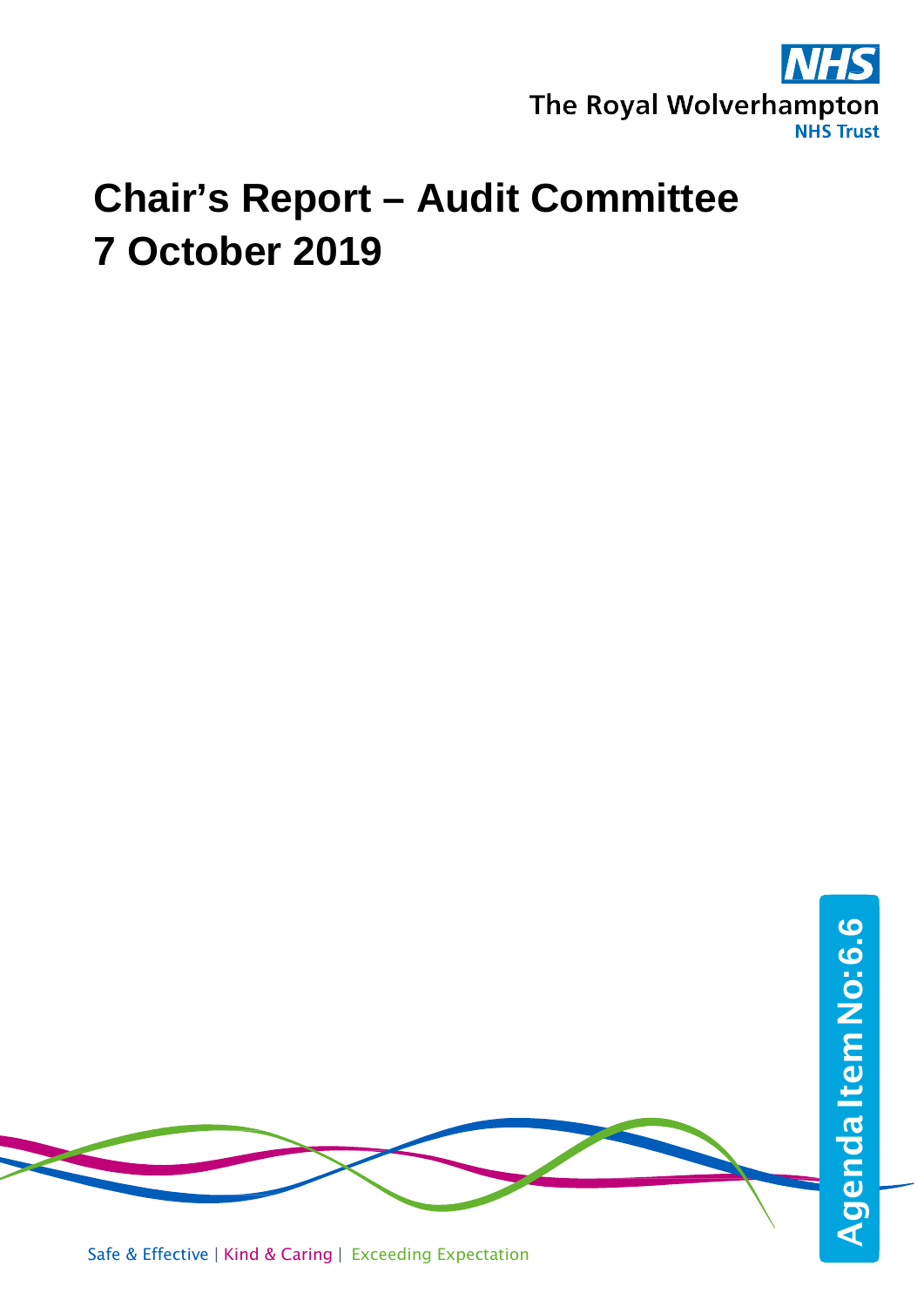The Royal Wolverhampton NHS Trust

# Chair's Report – Audit Committee 7 October 2019

Agenda Item No: 6.6

Safe & Effective | Kind & Caring | Exceeding Expectation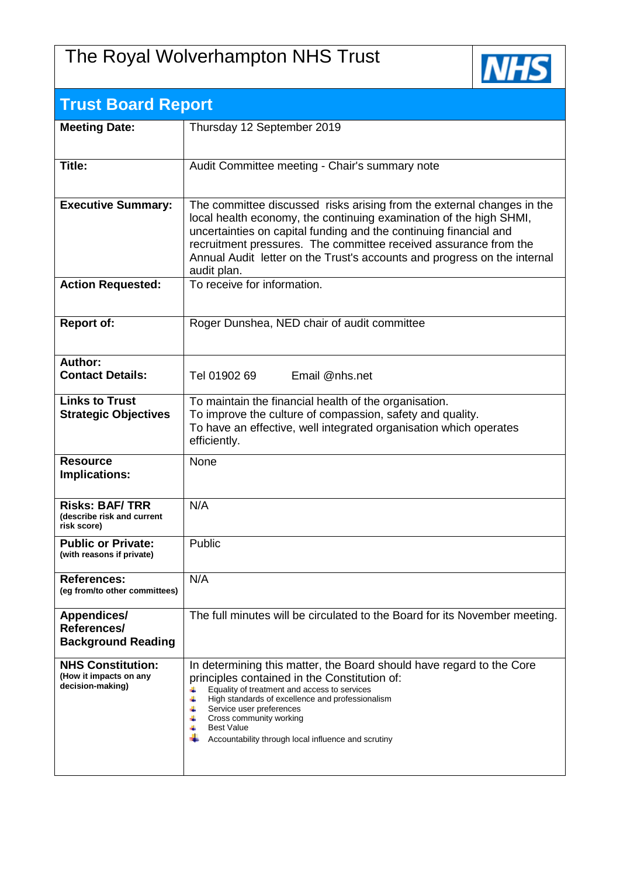# The Royal Wolverhampton NHS Trust

## Trust Board Report

| | |
|---|---|
| **Meeting Date:** | Thursday 12 September 2019 |
| **Title:** | Audit Committee meeting - Chair's summary note |
| **Executive Summary:** | The committee discussed risks arising from the external changes in the local health economy, the continuing examination of the high SHMI, uncertainties on capital funding and the continuing financial and recruitment pressures. The committee received assurance from the Annual Audit letter on the Trust's accounts and progress on the internal audit plan. |
| **Action Requested:** | To receive for information. |
| **Report of:** | Roger Dunshea, NED chair of audit committee |
| **Author:**<br>**Contact Details:** | Tel 01902 69 Email @nhs.net |
| **Links to Trust Strategic Objectives** | To maintain the financial health of the organisation.<br>To improve the culture of compassion, safety and quality.<br>To have an effective, well integrated organisation which operates efficiently. |
| **Resource Implications:** | None |
| **Risks: BAF/ TRR** (describe risk and current risk score) | N/A |
| **Public or Private:** (with reasons if private) | Public |
| **References:** (eg from/to other committees) | N/A |
| **Appendices/ References/ Background Reading** | The full minutes will be circulated to the Board for its November meeting. |
| **NHS Constitution:** (How it impacts on any decision-making) | In determining this matter, the Board should have regard to the Core principles contained in the Constitution of:<br>- Equality of treatment and access to services<br>- High standards of excellence and professionalism<br>- Service user preferences<br>- Cross community working<br>- Best Value<br>- Accountability through local influence and scrutiny |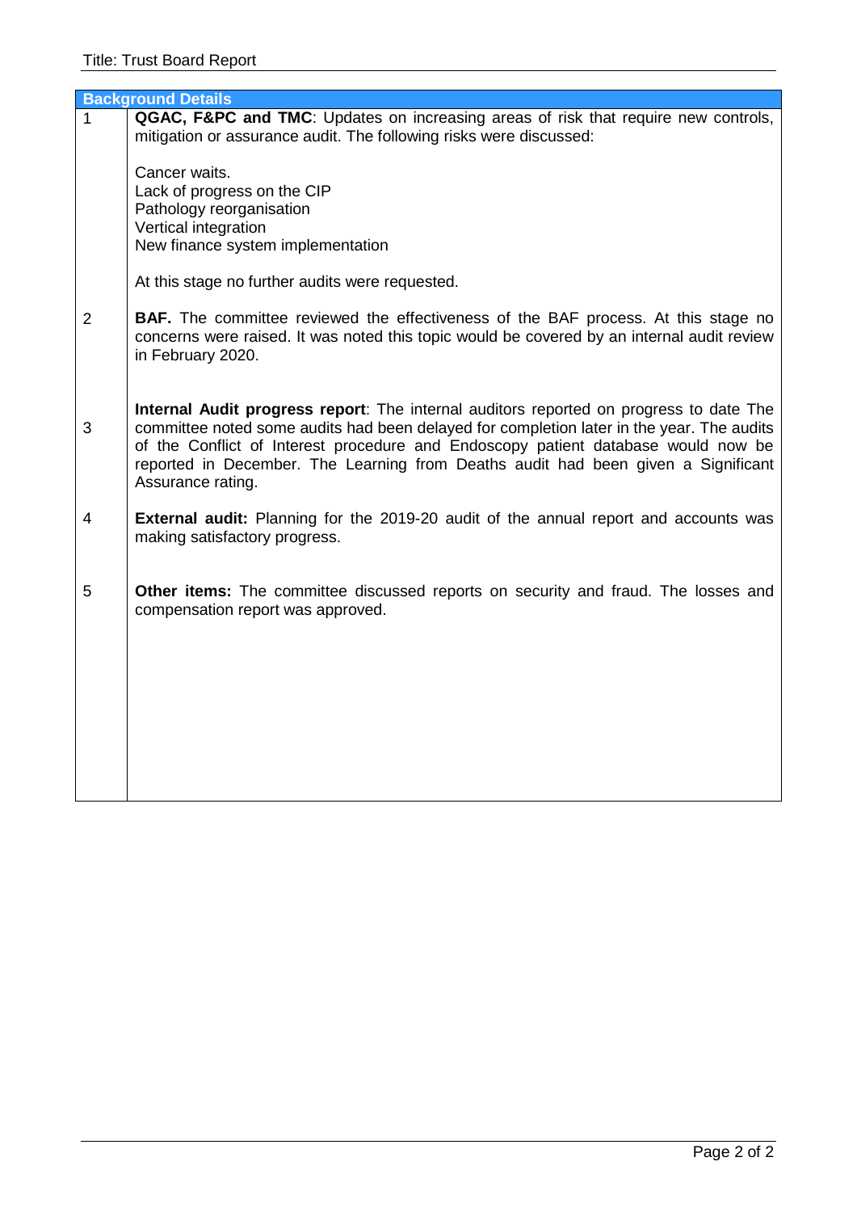| Background Details | |
|---|---|
| 1 | **QGAC, F&PC and TMC**: Updates on increasing areas of risk that require new controls, mitigation or assurance audit. The following risks were discussed:<br><br>Cancer waits.<br>Lack of progress on the CIP<br>Pathology reorganisation<br>Vertical integration<br>New finance system implementation<br><br>At this stage no further audits were requested. |
| 2 | **BAF.** The committee reviewed the effectiveness of the BAF process. At this stage no concerns were raised. It was noted this topic would be covered by an internal audit review in February 2020. |
| 3 | **Internal Audit progress report**: The internal auditors reported on progress to date The committee noted some audits had been delayed for completion later in the year. The audits of the Conflict of Interest procedure and Endoscopy patient database would now be reported in December. The Learning from Deaths audit had been given a Significant Assurance rating. |
| 4 | **External audit:** Planning for the 2019-20 audit of the annual report and accounts was making satisfactory progress. |
| 5 | **Other items:** The committee discussed reports on security and fraud. The losses and compensation report was approved. |